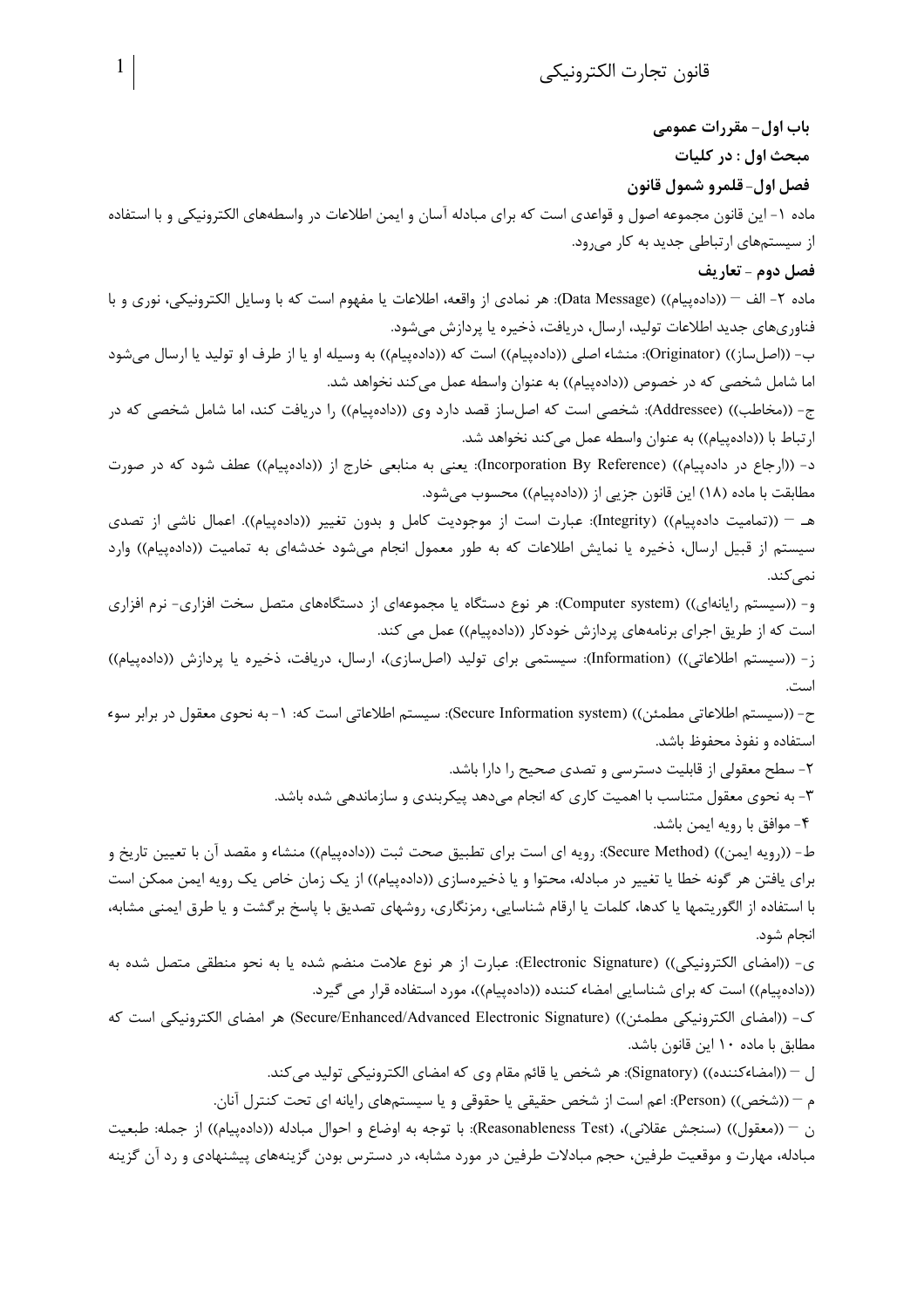**باب اول- مقررات عمومی**

**مبحث اول : در کلیات**

**فصل اول- قلمرو شمول قانون**

ماده ۱- این قانون مجموعه اصول و قواعدی است که برای مبادله آسان و ایمن اطلاعات در واسطه‌های الکترونیکی و با استفاده از سیستم‌های ارتباطی جدید به کار می‌رود.

**فصل دوم - تعاریف**

ماده ۲- الف – ((داده‌پیام)) (Data Message): هر نمادی از واقعه، اطلاعات یا مفهوم است که با وسایل الکترونیکی، نوری و یا فناوری‌های جدید اطلاعات تولید، ارسال، دریافت، ذخیره یا پردازش می‌شود.

ب- ((اصل‌ساز)) (Originator): منشاء اصلی ((داده‌پیام)) است که ((داده‌پیام)) به وسیله او یا از طرف او تولید یا ارسال می‌شود اما شامل شخصی که در خصوص ((داده‌پیام)) به عنوان واسطه عمل می‌کند نخواهد شد.

ج- ((مخاطب)) (Addressee): شخصی است که اصل‌ساز قصد دارد وی ((داده‌پیام)) را دریافت کند، اما شامل شخصی که در ارتباط با ((داده‌پیام)) به عنوان واسطه عمل می‌کند نخواهد شد.

د- ((ارجاع در داده‌پیام)) (Incorporation By Reference): یعنی به منابعی خارج از ((داده‌پیام)) عطف شود که در صورت مطابقت با ماده (۱۸) این قانون جزیی از ((داده‌پیام)) محسوب می‌شود.

هـ – ((تمامیت داده‌پیام)) (Integrity): عبارت است از موجودیت کامل و بدون تغییر ((داده‌پیام)). اعمال ناشی از تصدی سیستم از قبیل ارسال، ذخیره یا نمایش اطلاعات که به طور معمول انجام می‌شود خدشه‌ای به تمامیت ((داده‌پیام)) وارد نمی‌کند.

و- ((سیستم رایانه‌ای)) (Computer system): هر نوع دستگاه یا مجموعه‌ای از دستگاه‌های متصل سخت افزاری- نرم افزاری است که از طریق اجرای برنامه‌های پردازش خودکار ((داده‌پیام)) عمل می کند.

ز- ((سیستم اطلاعاتی)) (Information): سیستمی برای تولید (اصل‌سازی)، ارسال، دریافت، ذخیره یا پردازش ((داده‌پیام)) است.

ح- ((سیستم اطلاعاتی مطمئن)) (Secure Information system): سیستم اطلاعاتی است که: ۱- به نحوی معقول در برابر سوء استفاده و نفوذ محفوظ باشد.

۲- سطح معقولی از قابلیت دسترسی و تصدی صحیح را دارا باشد.

۳- به نحوی معقول متناسب با اهمیت کاری که انجام می‌دهد پیکربندی و سازماندهی شده باشد.

۴- موافق با رویه ایمن باشد.

ط- ((رویه ایمن)) (Secure Method): رویه ای است برای تطبیق صحت ثبت ((داده‌پیام)) منشاء و مقصد آن با تعیین تاریخ و برای یافتن هر گونه خطا یا تغییر در مبادله، محتوا و یا ذخیره‌سازی ((داده‌پیام)) از یک زمان خاص یک رویه ایمن ممکن است با استفاده از الگوریتمها یا کدها، کلمات یا ارقام شناسایی، رمزنگاری، روشهای تصدیق با پاسخ برگشت و یا طرق ایمنی مشابه، انجام شود.

ی- ((امضای الکترونیکی)) (Electronic Signature): عبارت از هر نوع علامت منضم شده یا به نحو منطقی متصل شده به ((داده‌پیام)) است که برای شناسایی امضاء کننده ((داده‌پیام))، مورد استفاده قرار می گیرد.

ک- ((امضای الکترونیکی مطمئن)) (Secure/Enhanced/Advanced Electronic Signature) هر امضای الکترونیکی است که مطابق با ماده ۱۰ این قانون باشد.

ل – ((امضاءکننده)) (Signatory): هر شخص یا قائم مقام وی که امضای الکترونیکی تولید می‌کند.

م – ((شخص)) (Person): اعم است از شخص حقیقی یا حقوقی و یا سیستم‌های رایانه ای تحت کنترل آنان.

ن – ((معقول)) (سنجش عقلانی)، (Reasonableness Test): با توجه به اوضاع و احوال مبادله ((داده‌پیام)) از جمله: طبیعت مبادله، مهارت و موقعیت طرفین، حجم مبادلات طرفین در مورد مشابه، در دسترس بودن گزینه‌های پیشنهادی و رد آن گزینه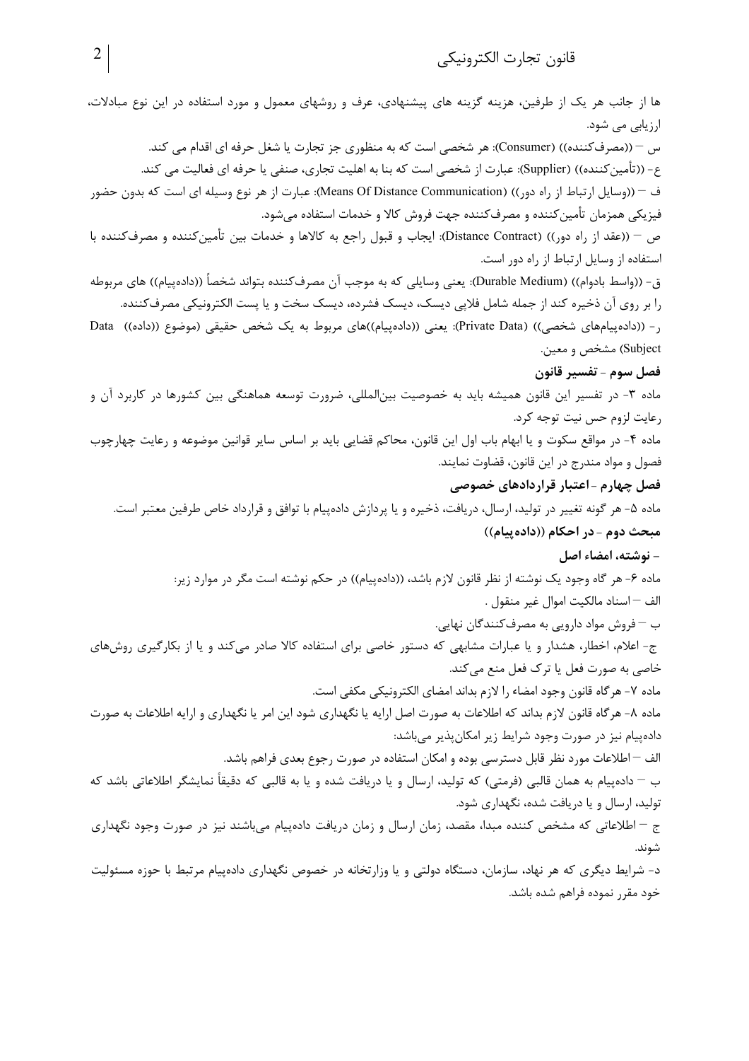ها از جانب هر یک از طرفین، هزینه گزینه های پیشنهادی، عرف و روشهای معمول و مورد استفاده در این نوع مبادلات، ارزیابی می شود.

س – ((مصرف‌کننده)) (Consumer): هر شخصی است که به منظوری جز تجارت یا شغل حرفه ای اقدام می کند.

ع- ((تأمین‌کننده)) (Supplier): عبارت از شخصی است که بنا به اهلیت تجاری، صنفی یا حرفه ای فعالیت می کند.

ف – ((وسایل ارتباط از راه دور)) (Means Of Distance Communication): عبارت از هر نوع وسیله ای است که بدون حضور فیزیکی همزمان تأمین‌کننده و مصرف‌کننده جهت فروش کالا و خدمات استفاده می‌شود.

ص – ((عقد از راه دور)) (Distance Contract): ایجاب و قبول راجع به کالاها و خدمات بین تأمین‌کننده و مصرف‌کننده با استفاده از وسایل ارتباط از راه دور است.

ق- ((واسط بادوام)) (Durable Medium): یعنی وسایلی که به موجب آن مصرف‌کننده بتواند شخصاً ((داده‌پیام)) های مربوطه را بر روی آن ذخیره کند از جمله شامل فلاپی دیسک، دیسک فشرده، دیسک سخت و یا پست الکترونیکی مصرف‌کننده.

ر- ((داده‌پیام‌های شخصی)) (Private Data): یعنی ((داده‌پیام))های مربوط به یک شخص حقیقی (موضوع ((داده)) Data Subject) مشخص و معین.

### فصل سوم - تفسیر قانون

ماده ۳- در تفسیر این قانون همیشه باید به خصوصیت بین‌المللی، ضرورت توسعه هماهنگی بین کشورها در کاربرد آن و رعایت لزوم حس نیت توجه کرد.

ماده ۴- در مواقع سکوت و یا ابهام باب اول این قانون، محاکم قضایی باید بر اساس سایر قوانین موضوعه و رعایت چهارچوب فصول و مواد مندرج در این قانون، قضاوت نمایند.

### فصل چهارم - اعتبار قراردادهای خصوصی

ماده ۵- هر گونه تغییر در تولید، ارسال، دریافت، ذخیره و یا پردازش داده‌پیام با توافق و قرارداد خاص طرفین معتبر است.

## مبحث دوم - در احکام ((داده‌پیام))

### - نوشته، امضاء اصل

ماده ۶- هر گاه وجود یک نوشته از نظر قانون لازم باشد، ((داده‌پیام)) در حکم نوشته است مگر در موارد زیر:

الف – اسناد مالکیت اموال غیر منقول .

ب – فروش مواد دارویی به مصرف‌کنندگان نهایی.

ج- اعلام، اخطار، هشدار و یا عبارات مشابهی که دستور خاصی برای استفاده کالا صادر می‌کند و یا از بکارگیری روش‌های خاصی به صورت فعل یا ترک فعل منع می‌کند.

ماده ۷- هرگاه قانون وجود امضاء را لازم بداند امضای الکترونیکی مکفی است.

ماده ۸- هرگاه قانون لازم بداند که اطلاعات به صورت اصل ارایه یا نگهداری شود این امر با نگهداری و ارایه اطلاعات به صورت داده‌پیام نیز در صورت وجود شرایط زیر امکان‌پذیر می‌باشد:

الف – اطلاعات مورد نظر قابل دسترسی بوده و امکان استفاده در صورت رجوع بعدی فراهم باشد.

ب – داده‌پیام به همان قالبی (فرمتی) که تولید، ارسال و یا دریافت شده و یا به قالبی که دقیقاً نمایشگر اطلاعاتی باشد که تولید، ارسال و یا دریافت شده، نگهداری شود.

ج – اطلاعاتی که مشخص کننده مبدا، مقصد، زمان ارسال و زمان دریافت داده‌پیام می‌باشند نیز در صورت وجود نگهداری شوند.

د- شرایط دیگری که هر نهاد، سازمان، دستگاه دولتی و یا وزارتخانه در خصوص نگهداری داده‌پیام مرتبط با حوزه مسئولیت خود مقرر نموده فراهم شده باشد.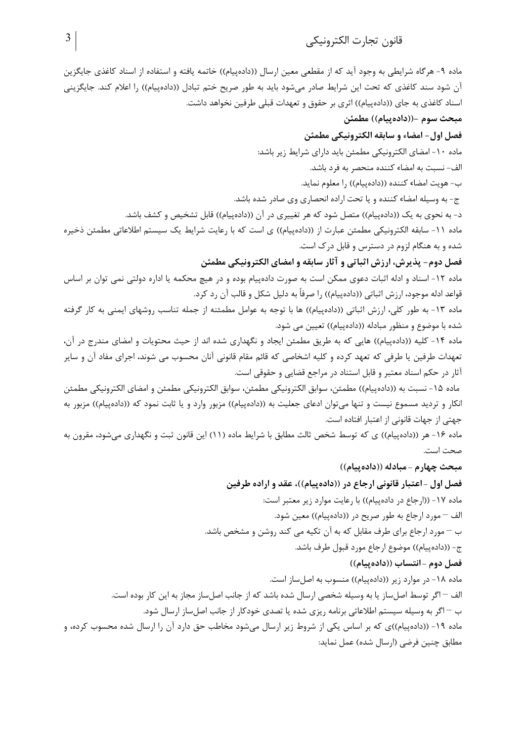ماده ۹- هرگاه شرایطی به وجود آید که از مقطعی معین ارسال ((داده‌پیام)) خاتمه یافته و استفاده از اسناد کاغذی جایگزین آن شود سند کاغذی که تحت این شرایط صادر می‌شود باید به طور صریح ختم تبادل ((داده‌پیام)) را اعلام کند. جایگزینی اسناد کاغذی به جای ((داده‌پیام)) اثری بر حقوق و تعهدات قبلی طرفین نخواهد داشت.

## مبحث سوم -((داده‌پیام)) مطمئن

### فصل اول- امضاء و سابقه الکترونیکی مطمئن

ماده ۱۰- امضای الکترونیکی مطمئن باید دارای شرایط زیر باشد:

الف- نسبت به امضاء کننده منحصر به فرد باشد.

ب- هویت امضاء کننده ((داده‌پیام)) را معلوم نماید.

ج- به وسیله امضاء کننده و یا تحت اراده انحصاری وی صادر شده باشد.

د- به نحوی به یک ((داده‌پیام)) متصل شود که هر تغییری در آن ((داده‌پیام)) قابل تشخیص و کشف باشد.

ماده ۱۱- سابقه الکترونیکی مطمئن عبارت از ((داده‌پیام)) ی است که با رعایت شرایط یک سیستم اطلاعاتی مطمئن ذخیره شده و به هنگام لزوم در دسترس و قابل درک است.

### فصل دوم- پذیرش، ارزش اثباتی و آثار سابقه و امضای الکترونیکی مطمئن

ماده ۱۲- اسناد و ادله اثبات دعوی ممکن است به صورت داده‌پیام بوده و در هیچ محکمه یا اداره دولتی نمی توان بر اساس قواعد ادله موجود، ارزش اثباتی ((داده‌پیام)) را صرفاً به دلیل شکل و قالب آن رد کرد.

ماده ۱۳- به طور کلی، ارزش اثباتی ((داده‌پیام)) ها با توجه به عوامل مطمئنه از جمله تناسب روشهای ایمنی به کار گرفته شده با موضوع و منظور مبادله ((داده‌پیام)) تعیین می شود.

ماده ۱۴- کلیه ((داده‌پیام)) هایی که به طریق مطمئن ایجاد و نگهداری شده اند از حیث محتویات و امضای مندرج در آن، تعهدات طرفین یا طرفی که تعهد کرده و کلیه اشخاصی که قائم مقام قانونی آنان محسوب می شوند، اجرای مفاد آن و سایر آثار در حکم اسناد معتبر و قابل استناد در مراجع قضایی و حقوقی است.

ماده ۱۵- نسبت به ((داده‌پیام)) مطمئن، سوابق الکترونیکی مطمئن و امضای الکترونیکی مطمئن انکار و تردید مسموع نیست و تنها می‌توان ادعای جعلیت به ((داده‌پیام)) مزبور وارد و یا ثابت نمود که ((داده‌پیام)) مزبور به جهتی از جهات قانونی از اعتبار افتاده است.

ماده ۱۶- هر ((داده‌پیام)) ی که توسط شخص ثالث مطابق با شرایط ماده (۱۱) این قانون ثبت و نگهداری می‌شود، مقرون به صحت است.

## مبحث چهارم - مبادله ((داده‌پیام))

### فصل اول - اعتبار قانونی ارجاع در ((داده‌پیام))، عقد و اراده طرفین

ماده ۱۷- ((ارجاع در داده‌پیام)) با رعایت موارد زیر معتبر است:

الف – مورد ارجاع به طور صریح در ((داده‌پیام)) معین شود.

ب – مورد ارجاع برای طرف مقابل که به آن تکیه می کند روشن و مشخص باشد.

ج- ((داده‌پیام)) موضوع ارجاع مورد قبول طرف باشد.

### فصل دوم - انتساب ((داده‌پیام))

ماده ۱۸- در موارد زیر ((داده‌پیام)) منسوب به اصل‌ساز است.

الف – اگر توسط اصل‌ساز یا به وسیله شخصی ارسال شده باشد که از جانب اصل‌ساز مجاز به این کار بوده است.

ب – اگر به وسیله سیستم اطلاعاتی برنامه ریزی شده یا تصدی خودکار از جانب اصل‌ساز ارسال شود.

ماده ۱۹- ((داده‌پیام))ی که بر اساس یکی از شروط زیر ارسال می‌شود مخاطب حق دارد آن را ارسال شده محسوب کرده، و مطابق چنین فرضی (ارسال شده) عمل نماید: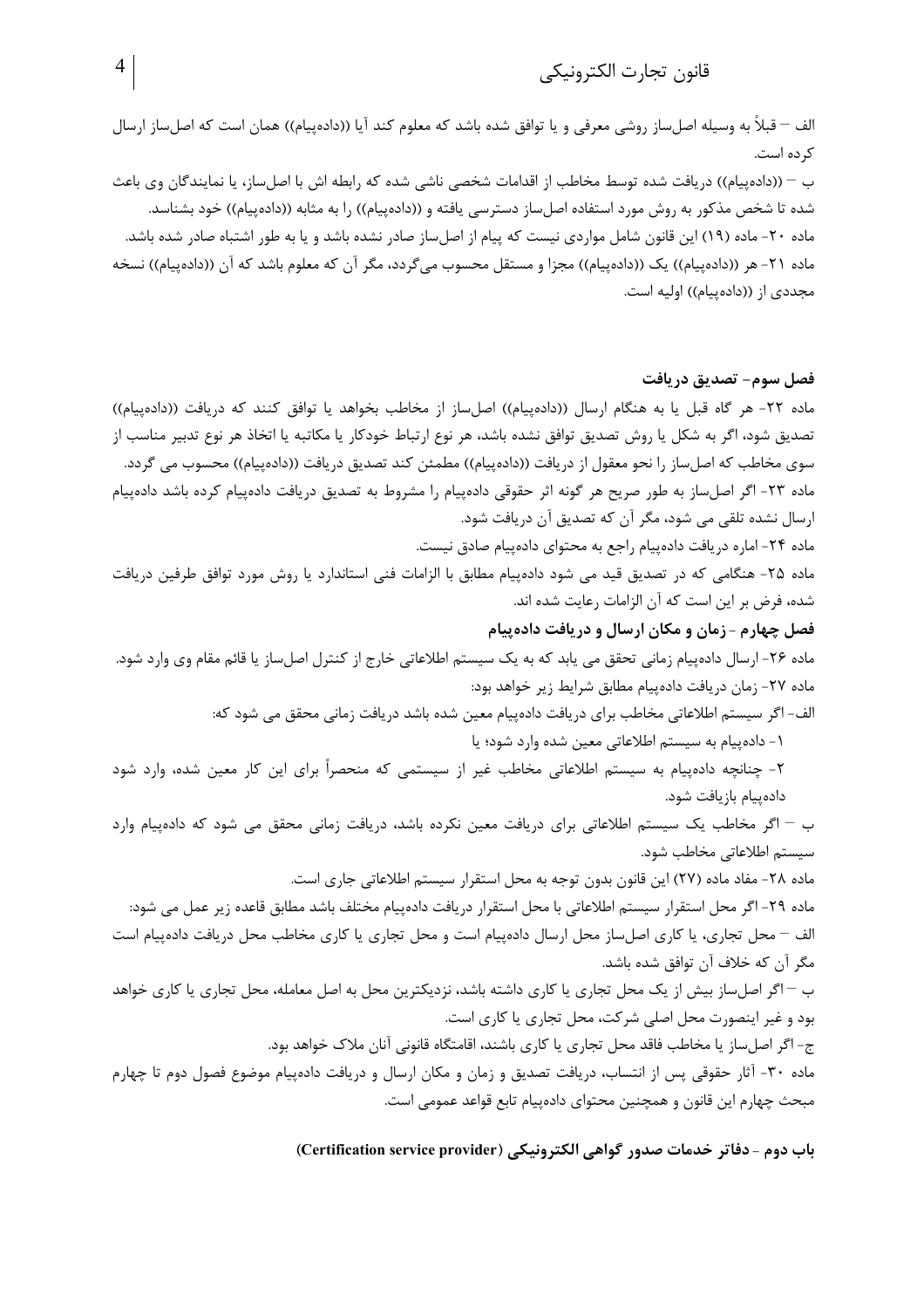الف – قبلاً به وسیله اصل‌ساز روشی معرفی و یا توافق شده باشد که معلوم کند آیا ((داده‌پیام)) همان است که اصل‌ساز ارسال کرده است.

ب – ((داده‌پیام)) دریافت شده توسط مخاطب از اقدامات شخصی ناشی شده که رابطه اش با اصل‌ساز، یا نمایندگان وی باعث شده تا شخص مذکور به روش مورد استفاده اصل‌ساز دسترسی یافته و ((داده‌پیام)) را به مثابه ((داده‌پیام)) خود بشناسد.

ماده ۲۰- ماده (۱۹) این قانون شامل مواردی نیست که پیام از اصل‌ساز صادر نشده باشد و یا به طور اشتباه صادر شده باشد.

ماده ۲۱- هر ((داده‌پیام)) یک ((داده‌پیام)) مجزا و مستقل محسوب می‌گردد، مگر آن که معلوم باشد که آن ((داده‌پیام)) نسخه مجددی از ((داده‌پیام)) اولیه است.

### فصل سوم- تصدیق دریافت

ماده ۲۲- هر گاه قبل یا به هنگام ارسال ((داده‌پیام)) اصل‌ساز از مخاطب بخواهد یا توافق کنند که دریافت ((داده‌پیام)) تصدیق شود، اگر به شکل یا روش تصدیق توافق نشده باشد، هر نوع ارتباط خودکار یا مکاتبه یا اتخاذ هر نوع تدبیر مناسب از سوی مخاطب که اصل‌ساز را نحو معقول از دریافت ((داده‌پیام)) مطمئن کند تصدیق دریافت ((داده‌پیام)) محسوب می گردد.

ماده ۲۳- اگر اصل‌ساز به طور صریح هر گونه اثر حقوقی داده‌پیام را مشروط به تصدیق دریافت داده‌پیام کرده باشد داده‌پیام ارسال نشده تلقی می شود، مگر آن که تصدیق آن دریافت شود.

ماده ۲۴- اماره دریافت داده‌پیام راجع به محتوای داده‌پیام صادق نیست.

ماده ۲۵- هنگامی که در تصدیق قید می شود داده‌پیام مطابق با الزامات فنی استاندارد یا روش مورد توافق طرفین دریافت شده، فرض بر این است که آن الزامات رعایت شده اند.

### فصل چهارم - زمان و مکان ارسال و دریافت داده‌پیام

ماده ۲۶- ارسال داده‌پیام زمانی تحقق می یابد که به یک سیستم اطلاعاتی خارج از کنترل اصل‌ساز یا قائم مقام وی وارد شود.

ماده ۲۷- زمان دریافت داده‌پیام مطابق شرایط زیر خواهد بود:

الف- اگر سیستم اطلاعاتی مخاطب برای دریافت داده‌پیام معین شده باشد دریافت زمانی محقق می شود که:

۱- داده‌پیام به سیستم اطلاعاتی معین شده وارد شود؛ یا

۲- چنانچه داده‌پیام به سیستم اطلاعاتی مخاطب غیر از سیستمی که منحصراً برای این کار معین شده، وارد شود داده‌پیام بازیافت شود.

ب – اگر مخاطب یک سیستم اطلاعاتی برای دریافت معین نکرده باشد، دریافت زمانی محقق می شود که داده‌پیام وارد سیستم اطلاعاتی مخاطب شود.

ماده ۲۸- مفاد ماده (۲۷) این قانون بدون توجه به محل استقرار سیستم اطلاعاتی جاری است.

ماده ۲۹- اگر محل استقرار سیستم اطلاعاتی با محل استقرار دریافت داده‌پیام مختلف باشد مطابق قاعده زیر عمل می شود:

الف – محل تجاری، یا کاری اصل‌ساز محل ارسال داده‌پیام است و محل تجاری یا کاری مخاطب محل دریافت داده‌پیام است مگر آن که خلاف آن توافق شده باشد.

ب – اگر اصل‌ساز بیش از یک محل تجاری یا کاری داشته باشد، نزدیکترین محل به اصل معامله، محل تجاری یا کاری خواهد بود و غیر اینصورت محل اصلی شرکت، محل تجاری یا کاری است.

ج- اگر اصل‌ساز یا مخاطب فاقد محل تجاری یا کاری باشند، اقامتگاه قانونی آنان ملاک خواهد بود.

ماده ۳۰- آثار حقوقی پس از انتساب، دریافت تصدیق و زمان و مکان ارسال و دریافت داده‌پیام موضوع فصول دوم تا چهارم مبحث چهارم این قانون و همچنین محتوای داده‌پیام تابع قواعد عمومی است.

## باب دوم - دفاتر خدمات صدور گواهی الکترونیکی (Certification service provider)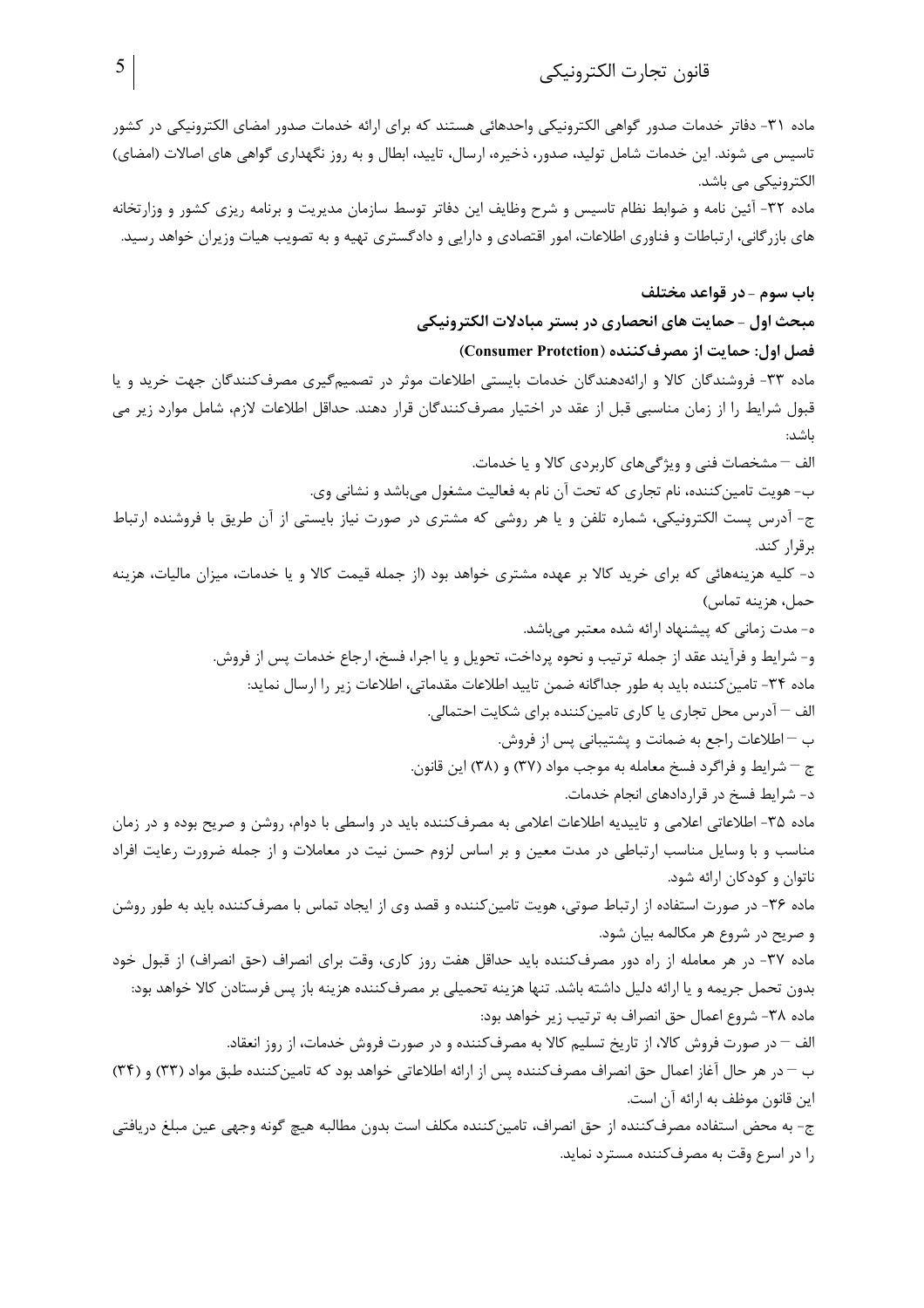ماده ۳۱- دفاتر خدمات صدور گواهی الکترونیکی واحدهائی هستند که برای ارائه خدمات صدور امضای الکترونیکی در کشور تاسیس می شوند. این خدمات شامل تولید، صدور، ذخیره، ارسال، تایید، ابطال و به روز نگهداری گواهی های اصالات (امضای) الکترونیکی می باشد.

ماده ۳۲- آئین نامه و ضوابط نظام تاسیس و شرح وظایف این دفاتر توسط سازمان مدیریت و برنامه ریزی کشور و وزارتخانه های بازرگانی، ارتباطات و فناوری اطلاعات، امور اقتصادی و دارایی و دادگستری تهیه و به تصویب هیات وزیران خواهد رسید.

## باب سوم - در قواعد مختلف

### مبحث اول - حمایت های انحصاری در بستر مبادلات الکترونیکی

#### فصل اول: حمایت از مصرف‌کننده (Consumer Protction)

ماده ۳۳- فروشندگان کالا و ارائه‌دهندگان خدمات بایستی اطلاعات موثر در تصمیم‌گیری مصرف‌کنندگان جهت خرید و یا قبول شرایط را از زمان مناسبی قبل از عقد در اختیار مصرف‌کنندگان قرار دهند. حداقل اطلاعات لازم، شامل موارد زیر می باشد:

الف – مشخصات فنی و ویژگی‌های کاربردی کالا و یا خدمات.

ب- هویت تامین‌کننده، نام تجاری که تحت آن نام به فعالیت مشغول می‌باشد و نشانی وی.

ج- آدرس پست الکترونیکی، شماره تلفن و یا هر روشی که مشتری در صورت نیاز بایستی از آن طریق با فروشنده ارتباط برقرار کند.

د- کلیه هزینه‌هائی که برای خرید کالا بر عهده مشتری خواهد بود (از جمله قیمت کالا و یا خدمات، میزان مالیات، هزینه حمل، هزینه تماس)

ه- مدت زمانی که پیشنهاد ارائه شده معتبر می‌باشد.

و- شرایط و فرآیند عقد از جمله ترتیب و نحوه پرداخت، تحویل و یا اجرا، فسخ، ارجاع خدمات پس از فروش.

ماده ۳۴- تامین‌کننده باید به طور جداگانه ضمن تایید اطلاعات مقدماتی، اطلاعات زیر را ارسال نماید:

الف – آدرس محل تجاری یا کاری تامین‌کننده برای شکایت احتمالی.

ب – اطلاعات راجع به ضمانت و پشتیبانی پس از فروش.

ج – شرایط و فراگرد فسخ معامله به موجب مواد (۳۷) و (۳۸) این قانون.

د- شرایط فسخ در قراردادهای انجام خدمات.

ماده ۳۵- اطلاعاتی اعلامی و تاییدیه اطلاعات اعلامی به مصرف‌کننده باید در واسطی با دوام، روشن و صریح بوده و در زمان مناسب و با وسایل مناسب ارتباطی در مدت معین و بر اساس لزوم حسن نیت در معاملات و از جمله ضرورت رعایت افراد ناتوان و کودکان ارائه شود.

ماده ۳۶- در صورت استفاده از ارتباط صوتی، هویت تامین‌کننده و قصد وی از ایجاد تماس با مصرف‌کننده باید به طور روشن و صریح در شروع هر مکالمه بیان شود.

ماده ۳۷- در هر معامله از راه دور مصرف‌کننده باید حداقل هفت روز کاری، وقت برای انصراف (حق انصراف) از قبول خود بدون تحمل جریمه و یا ارائه دلیل داشته باشد. تنها هزینه تحمیلی بر مصرف‌کننده هزینه باز پس فرستادن کالا خواهد بود:

ماده ۳۸- شروع اعمال حق انصراف به ترتیب زیر خواهد بود:

الف – در صورت فروش کالا، از تاریخ تسلیم کالا به مصرف‌کننده و در صورت فروش خدمات، از روز انعقاد.

ب – در هر حال آغاز اعمال حق انصراف مصرف‌کننده پس از ارائه اطلاعاتی خواهد بود که تامین‌کننده طبق مواد (۳۳) و (۳۴) این قانون موظف به ارائه آن است.

ج- به محض استفاده مصرف‌کننده از حق انصراف، تامین‌کننده مکلف است بدون مطالبه هیچ گونه وجهی عین مبلغ دریافتی را در اسرع وقت به مصرف‌کننده مسترد نماید.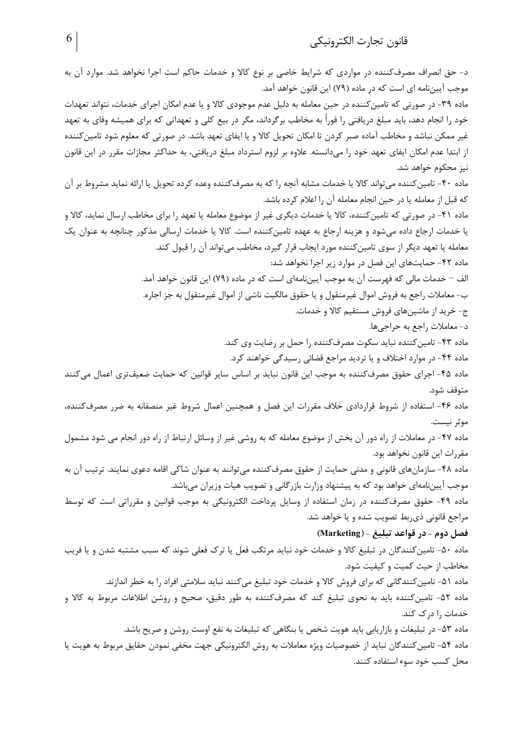د- حق انصراف مصرف‌کننده در مواردی که شرایط خاصی بر نوع کالا و خدمات حاکم است اجرا نخواهد شد. موارد آن به موجب آیین‌نامه ای است که در ماده (۷۹) این قانون خواهد آمد.

ماده ۳۹- در صورتی که تامین‌کننده در حین معامله به دلیل عدم موجودی کالا و یا عدم امکان اجرای خدمات، نتواند تعهدات خود را انجام دهد، باید مبلغ دریافتی را فوراً به مخاطب برگرداند، مگر در بیع کلی و تعهداتی که برای همیشه وفای به تعهد غیر ممکن نباشد و مخاطب آماده صبر کردن تا امکان تحویل کالا و یا ایفای تعهد باشد. در صورتی که معلوم شود تامین‌کننده از ابتدا عدم امکان ایفای تعهد خود را می‌دانسته، علاوه بر لزوم استرداد مبلغ دریافتی، به حداکثر مجازات مقرر در این قانون نیز محکوم خواهد شد.

ماده ۴۰- تامین‌کننده می‌تواند کالا یا خدمات مشابه آنچه را که به مصرف‌کننده وعده کرده تحویل یا ارائه نماید مشروط بر آن که قبل از معامله یا در حین انجام معامله آن را اعلام کرده باشد.

ماده ۴۱- در صورتی که تامین‌کننده، کالا یا خدمات دیگری غیر از موضوع معامله یا تعهد را برای مخاطب ارسال نماید، کالا و یا خدمات ارجاع داده می‌شود و هزینه ارجاع به عهده تامین‌کننده است. کالا یا خدمات ارسالی مذکور چنانچه به عنوان یک معامله یا تعهد دیگر از سوی تامین‌کننده مورد ایجاب قرار گیرد، مخاطب می‌تواند آن را قبول کند.

ماده ۴۲- حمایت‌های این فصل در موارد زیر اجرا نخواهد شد:

الف – خدمات مالی که فهرست آن به موجب آیین‌نامه‌ای است که در ماده (۷۹) این قانون خواهد آمد.

ب- معاملات راجع به فروش اموال غیرمنقول و یا حقوق مالکیت ناشی از اموال غیرمنقول به جز اجاره.

ج- خرید از ماشین‌های فروش مستقیم کالا و خدمات.

د- معاملات راجع به حراجی‌ها.

ماده ۴۳- تامین‌کننده نباید سکوت مصرف‌کننده را حمل بر رضایت وی کند.

ماده ۴۴- در موارد اختلاف و یا تردید مراجع قضائی رسیدگی خواهند کرد.

ماده ۴۵- اجرای حقوق مصرف‌کننده به موجب این قانون نباید بر اساس سایر قوانین که حمایت ضعیف‌تری اعمال می‌کنند متوقف شود.

ماده ۴۶- استفاده از شروط قراردادی خلاف مقررات این فصل و همچنین اعمال شروط غیر منصفانه به ضرر مصرف‌کننده، موثر نیست.

ماده ۴۷- در معاملات از راه دور آن بخش از موضوع معامله که به روشی غیر از وسائل ارتباط از راه دور انجام می شود مشمول مقررات این قانون نخواهد بود.

ماده ۴۸- سازمان‌های قانونی و مدنی حمایت از حقوق مصرف‌کننده می‌توانند به عنوان شاکی اقامه دعوی نمایند. ترتیب آن به موجب آیین‌نامه‌ای خواهد بود که به پیشنهاد وزارت بازرگانی و تصویب هیات وزیران می‌باشد.

ماده ۴۹- حقوق مصرف‌کننده در زمان استفاده از وسایل پرداخت الکترونیکی به موجب قوانین و مقرراتی است که توسط مراجع قانونی ذی‌ربط تصویب شده و یا خواهد شد.

### فصل دوم - در قواعد تبلیغ - (Marketing)

ماده ۵۰- تامین‌کنندگان در تبلیغ کالا و خدمات خود نباید مرتکب فعل یا ترک فعلی شوند که سبب مشتبه شدن و یا فریب مخاطب از حیث کمیت و کیفیت شود.

ماده ۵۱- تامین‌کنندگانی که برای فروش کالا و خدمات خود تبلیغ می‌کنند نباید سلامتی افراد را به خطر اندازند.

ماده ۵۲- تامین‌کننده باید به نحوی تبلیغ کند که مصرف‌کننده به طور دقیق، صحیح و روشن اطلاعات مربوط به کالا و خدمات را درک کند.

ماده ۵۳- در تبلیغات و بازاریابی باید هویت شخص یا بنگاهی که تبلیغات به نفع اوست روشن و صریح باشد.

ماده ۵۴- تامین‌کنندگان نباید از خصوصیات ویژه معاملات به روش الکترونیکی جهت مخفی نمودن حقایق مربوط به هویت یا محل کسب خود سوء استفاده کنند.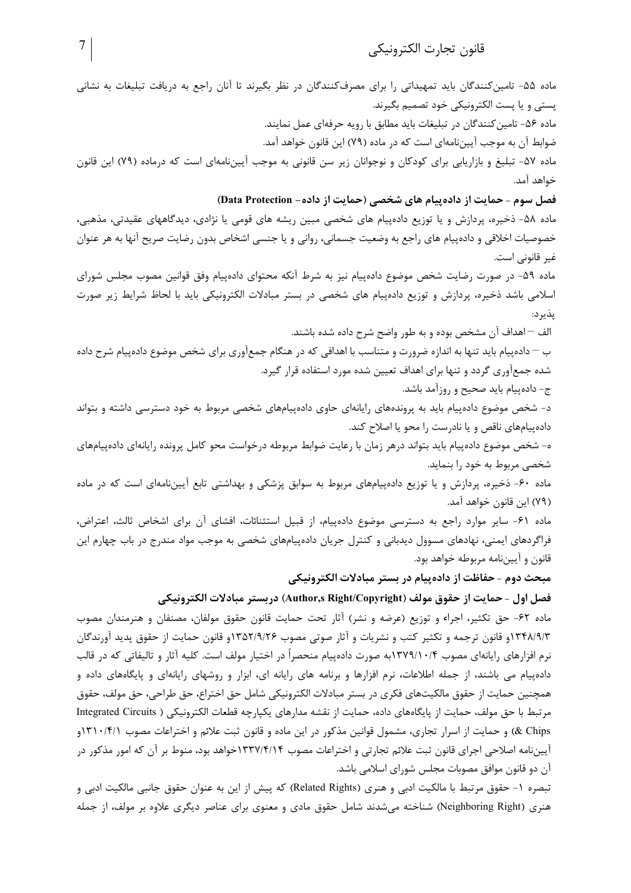ماده ۵۵- تامین‌کنندگان باید تمهیداتی را برای مصرف‌کنندگان در نظر بگیرند تا آنان راجع به دریافت تبلیغات به نشانی پستی و یا پست الکترونیکی خود تصمیم بگیرند.

ماده ۵۶- تامین‌کنندگان در تبلیغات باید مطابق با رویه حرفه‌ای عمل نمایند.

ضوابط آن به موجب آیین‌نامه‌ای است که در ماده (۷۹) این قانون خواهد آمد.

ماده ۵۷- تبلیغ و بازاریابی برای کودکان و نوجوانان زیر سن قانونی به موجب آیین‌نامه‌ای است که درماده (۷۹) این قانون خواهد آمد.

**فصل سوم - حمایت از داده‌پیام های شخصی (حمایت از داده– Data Protection)**

ماده ۵۸- ذخیره، پردازش و یا توزیع داده‌پیام های شخصی مبین ریشه های قومی یا نژادی، دیدگاههای عقیدتی، مذهبی، خصوصیات اخلاقی و داده‌پیام های راجع به وضعیت جسمانی، روانی و یا جنسی اشخاص بدون رضایت صریح آنها به هر عنوان غیر قانونی است.

ماده ۵۹- در صورت رضایت شخص موضوع داده‌پیام نیز به شرط آنکه محتوای داده‌پیام وفق قوانین مصوب مجلس شورای اسلامی باشد ذخیره، پردازش و توزیع داده‌پیام های شخصی در بستر مبادلات الکترونیکی باید با لحاظ شرایط زیر صورت پذیرد:

الف – اهداف آن مشخص بوده و به طور واضح شرح داده شده باشند.

ب – داده‌پیام باید تنها به اندازه ضرورت و متناسب با اهدافی که در هنگام جمع‌آوری برای شخص موضوع داده‌پیام شرح داده شده جمع‌آوری گردد و تنها برای اهداف تعیین شده مورد استفاده قرار گیرد.

ج- داده‌پیام باید صحیح و روزآمد باشد.

د- شخص موضوع داده‌پیام باید به پرونده‌های رایانه‌ای حاوی داده‌پیام‌های شخصی مربوط به خود دسترسی داشته و بتواند داده‌پیام‌های ناقص و یا نادرست را محو یا اصلاح کند.

ه- شخص موضوع داده‌پیام باید بتواند درهر زمان با رعایت ضوابط مربوطه درخواست محو کامل پرونده رایانه‌ای داده‌پیام‌های شخصی مربوط به خود را بنماید.

ماده ۶۰- ذخیره، پردازش و یا توزیع داده‌پیام‌های مربوط به سوابق پزشکی و بهداشتی تابع آیین‌نامه‌ای است که در ماده (۷۹) این قانون خواهد آمد.

ماده ۶۱- سایر موارد راجع به دسترسی موضوع داده‌پیام، از قبیل استثنائات، افشای آن برای اشخاص ثالث، اعتراض، فراگردهای ایمنی، نهادهای مسوول دیدبانی و کنترل جریان داده‌پیام‌های شخصی به موجب مواد مندرج در باب چهارم این قانون و آیین‌نامه مربوطه خواهد بود.

**مبحث دوم - حفاظت از داده‌پیام در بستر مبادلات الکترونیکی**

**فصل اول - حمایت از حقوق مولف (Author,s Right/Copyright) دربستر مبادلات الکترونیکی**

ماده ۶۲- حق تکثیر، اجراء و توزیع (عرضه و نشر) آثار تحت حمایت قانون حقوق مولفان، مصنفان و هنرمندان مصوب ۱۳۴۸/۹/۳و قانون ترجمه و تکثیر کتب و نشریات و آثار صوتی مصوب ۱۳۵۲/۹/۲۶و قانون حمایت از حقوق پدید آورندگان نرم افزارهای رایانه‌ای مصوب ۱۳۷۹/۱۰/۴به صورت داده‌پیام منحصراً در اختیار مولف است. کلیه آثار و تالیفاتی که در قالب داده‌پیام می باشند، از جمله اطلاعات، نرم افزارها و برنامه های رایانه ای، ابزار و روشهای رایانه‌ای و پایگاه‌های داده و همچنین حمایت از حقوق مالکیت‌های فکری در بستر مبادلات الکترونیکی شامل حق اختراع، حق طراحی، حق مولف، حقوق مرتبط با حق مولف، حمایت از پایگاه‌های داده، حمایت از نقشه مدارهای یکپارچه قطعات الکترونیکی ( Integrated Circuits & Chips) و حمایت از اسرار تجاری، مشمول قوانین مذکور در این ماده و قانون ثبت علائم و اختراعات مصوب ۱۳۱۰/۴/۱و آیین‌نامه اصلاحی اجرای قانون ثبت علائم تجارتی و اختراعات مصوب ۱۳۳۷/۴/۱۴خواهد بود، منوط بر آن که امور مذکور در آن دو قانون موافق مصوبات مجلس شورای اسلامی باشد.

تبصره ۱- حقوق مرتبط با مالکیت ادبی و هنری (Related Rights) که پیش از این به عنوان حقوق جانبی مالکیت ادبی و هنری (Neighboring Right) شناخته می‌شدند شامل حقوق مادی و معنوی برای عناصر دیگری علاوه بر مولف، از جمله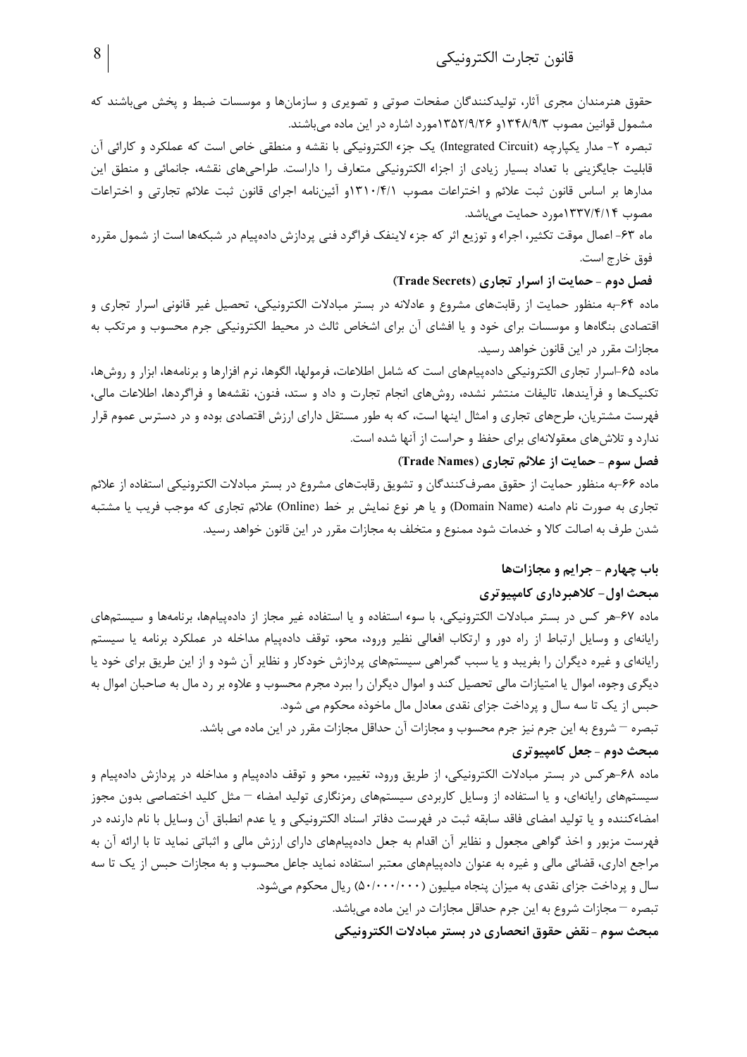حقوق هنرمندان مجری آثار، تولیدکنندگان صفحات صوتی و تصویری و سازمان‌ها و موسسات ضبط و پخش می‌باشند که مشمول قوانین مصوب ۱۳۴۸/۹/۳و ۱۳۵۲/۹/۲۶مورد اشاره در این ماده می‌باشند.

تبصره ۲- مدار یکپارچه (Integrated Circuit) یک جزء الکترونیکی با نقشه و منطقی خاص است که عملکرد و کارائی آن قابلیت جایگزینی با تعداد بسیار زیادی از اجزاء الکترونیکی متعارف را داراست. طراحی‌های نقشه، جانمائی و منطق این مدارها بر اساس قانون ثبت علائم و اختراعات مصوب ۱۳۱۰/۴/۱و آئین‌نامه اجرای قانون ثبت علائم تجارتی و اختراعات مصوب ۱۳۳۷/۴/۱۴مورد حمایت می‌باشد.

ماه ۶۳- اعمال موقت تکثیر، اجراء و توزیع اثر که جزء لاینفک فراگرد فنی پردازش داده‌پیام در شبکه‌ها است از شمول مقرره فوق خارج است.

### فصل دوم - حمایت از اسرار تجاری (Trade Secrets)

ماده ۶۴-به منظور حمایت از رقابت‌های مشروع و عادلانه در بستر مبادلات الکترونیکی، تحصیل غیر قانونی اسرار تجاری و اقتصادی بنگاه‌ها و موسسات برای خود و یا افشای آن برای اشخاص ثالث در محیط الکترونیکی جرم محسوب و مرتکب به مجازات مقرر در این قانون خواهد رسید.

ماده ۶۵-اسرار تجاری الکترونیکی داده‌پیام‌های است که شامل اطلاعات، فرمولها، الگوها، نرم افزارها و برنامه‌ها، ابزار و روش‌ها، تکنیک‌ها و فرآیندها، تالیفات منتشر نشده، روش‌های انجام تجارت و داد و ستد، فنون، نقشه‌ها و فراگردها، اطلاعات مالی، فهرست مشتریان، طرحهای تجاری و امثال اینها است، که به طور مستقل دارای ارزش اقتصادی بوده و در دسترس عموم قرار ندارد و تلاش‌های معقولانه‌ای برای حفظ و حراست از آنها شده است.

### فصل سوم - حمایت از علائم تجاری (Trade Names)

ماده ۶۶-به منظور حمایت از حقوق مصرف‌کنندگان و تشویق رقابت‌های مشروع در بستر مبادلات الکترونیکی استفاده از علائم تجاری به صورت نام دامنه (Domain Name) و یا هر نوع نمایش بر خط (Online) علائم تجاری که موجب فریب یا مشتبه شدن طرف به اصالت کالا و خدمات شود ممنوع و متخلف به مجازات مقرر در این قانون خواهد رسید.

## باب چهارم - جرایم و مجازات‌ها

### مبحث اول- کلاهبرداری کامپیوتری

ماده ۶۷-هر کس در بستر مبادلات الکترونیکی، با سوء استفاده و یا استفاده غیر مجاز از داده‌پیام‌ها، برنامه‌ها و سیستم‌های رایانه‌ای و وسایل ارتباط از راه دور و ارتکاب افعالی نظیر ورود، محو، توقف داده‌پیام مداخله در عملکرد برنامه یا سیستم رایانه‌ای و غیره دیگران را بفریبد و یا سبب گمراهی سیستم‌های پردازش خودکار و نظایر آن شود و از این طریق برای خود یا دیگری وجوه، اموال یا امتیازات مالی تحصیل کند و اموال دیگران را ببرد مجرم محسوب و علاوه بر رد مال به صاحبان اموال به حبس از یک تا سه سال و پرداخت جزای نقدی معادل مال ماخوذه محکوم می شود.

تبصره – شروع به این جرم نیز جرم محسوب و مجازات آن حداقل مجازات مقرر در این ماده می باشد.

### مبحث دوم - جعل کامپیوتری

ماده ۶۸-هرکس در بستر مبادلات الکترونیکی، از طریق ورود، تغییر، محو و توقف داده‌پیام و مداخله در پردازش داده‌پیام و سیستم‌های رایانه‌ای، و یا استفاده از وسایل کاربردی سیستم‌های رمزنگاری تولید امضاء – مثل کلید اختصاصی بدون مجوز امضاءکننده و یا تولید امضای فاقد سابقه ثبت در فهرست دفاتر اسناد الکترونیکی و یا عدم انطباق آن وسایل با نام دارنده در فهرست مزبور و اخذ گواهی مجعول و نظایر آن اقدام به جعل داده‌پیام‌های دارای ارزش مالی و اثباتی نماید تا با ارائه آن به مراجع اداری، قضائی مالی و غیره به عنوان داده‌پیام‌های معتبر استفاده نماید جاعل محسوب و به مجازات حبس از یک تا سه سال و پرداخت جزای نقدی به میزان پنجاه میلیون (۵۰/۰۰۰/۰۰۰) ریال محکوم می‌شود.

تبصره – مجازات شروع به این جرم حداقل مجازات در این ماده می‌باشد.

### مبحث سوم - نقض حقوق انحصاری در بستر مبادلات الکترونیکی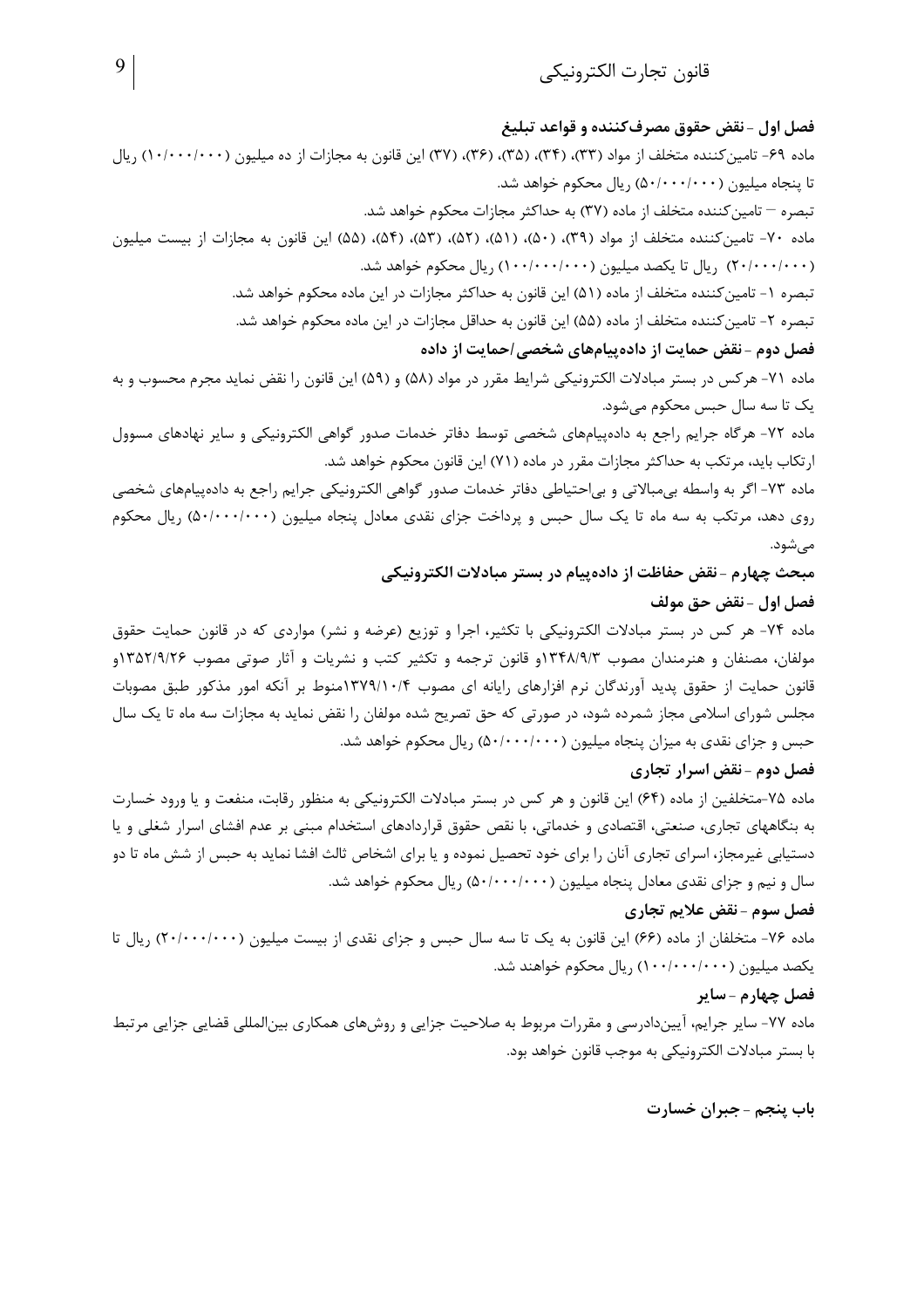### فصل اول - نقض حقوق مصرف‌کننده و قواعد تبلیغ

ماده ۶۹- تامین‌کننده متخلف از مواد (۳۳)، (۳۴)، (۳۵)، (۳۶)، (۳۷) این قانون به مجازات از ده میلیون (۱۰/۰۰۰/۰۰۰) ریال تا پنجاه میلیون (۵۰/۰۰۰/۰۰۰) ریال محکوم خواهد شد.

تبصره – تامین‌کننده متخلف از ماده (۳۷) به حداکثر مجازات محکوم خواهد شد.

ماده ۷۰- تامین‌کننده متخلف از مواد (۳۹)، (۵۰)، (۵۱)، (۵۲)، (۵۳)، (۵۴)، (۵۵) این قانون به مجازات از بیست میلیون (۲۰/۰۰۰/۰۰۰) ریال تا یکصد میلیون (۱۰۰/۰۰۰/۰۰۰) ریال محکوم خواهد شد.

تبصره ۱- تامین‌کننده متخلف از ماده (۵۱) این قانون به حداکثر مجازات در این ماده محکوم خواهد شد.

تبصره ۲- تامین‌کننده متخلف از ماده (۵۵) این قانون به حداقل مجازات در این ماده محکوم خواهد شد.

### فصل دوم - نقض حمایت از داده‌پیام‌های شخصی/حمایت از داده

ماده ۷۱- هرکس در بستر مبادلات الکترونیکی شرایط مقرر در مواد (۵۸) و (۵۹) این قانون را نقض نماید مجرم محسوب و به یک تا سه سال حبس محکوم می‌شود.

ماده ۷۲- هرگاه جرایم راجع به داده‌پیام‌های شخصی توسط دفاتر خدمات صدور گواهی الکترونیکی و سایر نهادهای مسوول ارتکاب یابد، مرتکب به حداکثر مجازات مقرر در ماده (۷۱) این قانون محکوم خواهد شد.

ماده ۷۳- اگر به واسطه بی‌مبالاتی و بی‌احتیاطی دفاتر خدمات صدور گواهی الکترونیکی جرایم راجع به داده‌پیام‌های شخصی روی دهد، مرتکب به سه ماه تا یک سال حبس و پرداخت جزای نقدی معادل پنجاه میلیون (۵۰/۰۰۰/۰۰۰) ریال محکوم می‌شود.

## مبحث چهارم - نقض حفاظت از داده‌پیام در بستر مبادلات الکترونیکی

### فصل اول - نقض حق مولف

ماده ۷۴- هر کس در بستر مبادلات الکترونیکی با تکثیر، اجرا و توزیع (عرضه و نشر) مواردی که در قانون حمایت حقوق مولفان، مصنفان و هنرمندان مصوب ۱۳۴۸/۹/۳و قانون ترجمه و تکثیر کتب و نشریات و آثار صوتی مصوب ۱۳۵۲/۹/۲۶و قانون حمایت از حقوق پدید آورندگان نرم افزارهای رایانه ای مصوب ۱۳۷۹/۱۰/۴منوط بر آنکه امور مذکور طبق مصوبات مجلس شورای اسلامی مجاز شمرده شود، در صورتی که حق تصریح شده مولفان را نقض نماید به مجازات سه ماه تا یک سال حبس و جزای نقدی به میزان پنجاه میلیون (۵۰/۰۰۰/۰۰۰) ریال محکوم خواهد شد.

### فصل دوم - نقض اسرار تجاری

ماده ۷۵-متخلفین از ماده (۶۴) این قانون و هر کس در بستر مبادلات الکترونیکی به منظور رقابت، منفعت و یا ورود خسارت به بنگاههای تجاری، صنعتی، اقتصادی و خدماتی، با نقض حقوق قراردادهای استخدام مبنی بر عدم افشای اسرار شغلی و یا دستیابی غیرمجاز، اسرای تجاری آنان را برای خود تحصیل نموده و یا برای اشخاص ثالث افشا نماید به حبس از شش ماه تا دو سال و نیم و جزای نقدی معادل پنجاه میلیون (۵۰/۰۰۰/۰۰۰) ریال محکوم خواهد شد.

### فصل سوم - نقض علایم تجاری

ماده ۷۶- متخلفان از ماده (۶۶) این قانون به یک تا سه سال حبس و جزای نقدی از بیست میلیون (۲۰/۰۰۰/۰۰۰) ریال تا یکصد میلیون (۱۰۰/۰۰۰/۰۰۰) ریال محکوم خواهند شد.

### فصل چهارم - سایر

ماده ۷۷- سایر جرایم، آیین‌دادرسی و مقررات مربوط به صلاحیت جزایی و روش‌های همکاری بین‌المللی قضایی جزایی مرتبط با بستر مبادلات الکترونیکی به موجب قانون خواهد بود.

## باب پنجم - جبران خسارت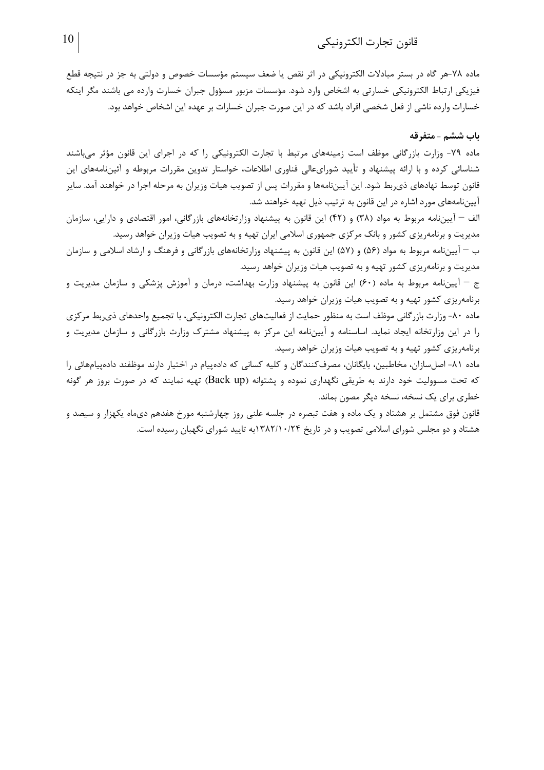ماده ۷۸–هر گاه در بستر مبادلات الکترونیکی در اثر نقص یا ضعف سیستم مؤسسات خصوص و دولتی به جز در نتیجه قطع فیزیکی ارتباط الکترونیکی خسارتی به اشخاص وارد شود. مؤسسات مزبور مسؤول جبران خسارت وارده می باشند مگر اینکه خسارات وارده ناشی از فعل شخصی افراد باشد که در این صورت جبران خسارات بر عهده این اشخاص خواهد بود.

### باب ششم - متفرقه

ماده ۷۹- وزارت بازرگانی موظف است زمینه‌های مرتبط با تجارت الکترونیکی را که در اجرای این قانون مؤثر می‌باشند شناسائی کرده و با ارائه پیشنهاد و تأیید شورای‌عالی فناوری اطلاعات، خواستار تدوین مقررات مربوطه و آئین‌نامه‌های این قانون توسط نهادهای ذی‌ربط شود. این آیین‌نامه‌ها و مقررات پس از تصویب هیات وزیران به مرحله اجرا در خواهند آمد. سایر آیین‌نامه‌های مورد اشاره در این قانون به ترتیب ذیل تهیه خواهند شد.

الف – آیین‌نامه مربوط به مواد (۳۸) و (۴۲) این قانون به پیشنهاد وزارتخانه‌های بازرگانی، امور اقتصادی و دارایی، سازمان مدیریت و برنامه‌ریزی کشور و بانک مرکزی جمهوری اسلامی ایران تهیه و به تصویب هیات وزیران خواهد رسید.

ب – آیین‌نامه مربوط به مواد (۵۶) و (۵۷) این قانون به پیشنهاد وزارتخانه‌های بازرگانی و فرهنگ و ارشاد اسلامی و سازمان مدیریت و برنامه‌ریزی کشور تهیه و به تصویب هیات وزیران خواهد رسید.

ج – آیین‌نامه مربوط به ماده (۶۰) این قانون به پیشنهاد وزارت بهداشت، درمان و آموزش پزشکی و سازمان مدیریت و برنامه‌ریزی کشور تهیه و به تصویب هیات وزیران خواهد رسید.

ماده ۸۰- وزارت بازرگانی موظف است به منظور حمایت از فعالیت‌های تجارت الکترونیکی، با تجمیع واحدهای ذی‌ربط مرکزی را در این وزارتخانه ایجاد نماید. اساسنامه و آیین‌نامه این مرکز به پیشنهاد مشترک وزارت بازرگانی و سازمان مدیریت و برنامه‌ریزی کشور تهیه و به تصویب هیات وزیران خواهد رسید.

ماده ۸۱- اصل‌سازان، مخاطبین، بایگانان، مصرف‌کنندگان و کلیه کسانی که داده‌پیام در اختیار دارند موظفند داده‌پیام‌هائی را که تحت مسوولیت خود دارند به طریقی نگهداری نموده و پشتوانه (Back up) تهیه نمایند که در صورت بروز هر گونه خطری برای یک نسخه، نسخه دیگر مصون بماند.

قانون فوق مشتمل بر هشتاد و یک ماده و هفت تبصره در جلسه علنی روز چهارشنبه مورخ هفدهم دی‌ماه یکهزار و سیصد و هشتاد و دو مجلس شورای اسلامی تصویب و در تاریخ ۱۳۸۲/۱۰/۲۴به تایید شورای نگهبان رسیده است.